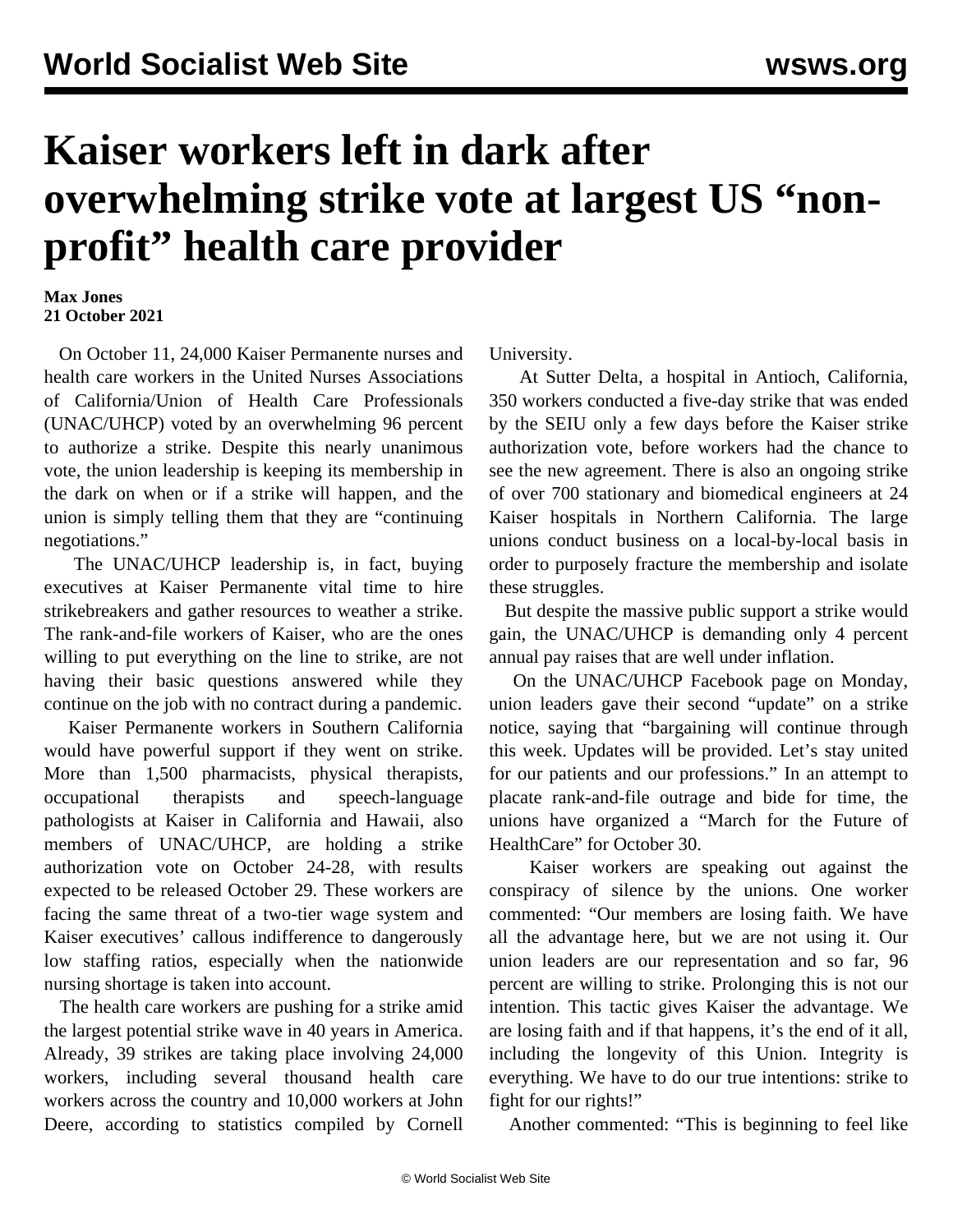# Kaiser workers left in dark after overwhelming strike vote at largest US "non-profit" health care provider

**Max Jones**
**21 October 2021**

On October 11, 24,000 Kaiser Permanente nurses and health care workers in the United Nurses Associations of California/Union of Health Care Professionals (UNAC/UHCP) voted by an overwhelming 96 percent to authorize a strike. Despite this nearly unanimous vote, the union leadership is keeping its membership in the dark on when or if a strike will happen, and the union is simply telling them that they are "continuing negotiations."

The UNAC/UHCP leadership is, in fact, buying executives at Kaiser Permanente vital time to hire strikebreakers and gather resources to weather a strike. The rank-and-file workers of Kaiser, who are the ones willing to put everything on the line to strike, are not having their basic questions answered while they continue on the job with no contract during a pandemic.

Kaiser Permanente workers in Southern California would have powerful support if they went on strike. More than 1,500 pharmacists, physical therapists, occupational therapists and speech-language pathologists at Kaiser in California and Hawaii, also members of UNAC/UHCP, are holding a strike authorization vote on October 24-28, with results expected to be released October 29. These workers are facing the same threat of a two-tier wage system and Kaiser executives' callous indifference to dangerously low staffing ratios, especially when the nationwide nursing shortage is taken into account.

The health care workers are pushing for a strike amid the largest potential strike wave in 40 years in America. Already, 39 strikes are taking place involving 24,000 workers, including several thousand health care workers across the country and 10,000 workers at John Deere, according to statistics compiled by Cornell University.

At Sutter Delta, a hospital in Antioch, California, 350 workers conducted a five-day strike that was ended by the SEIU only a few days before the Kaiser strike authorization vote, before workers had the chance to see the new agreement. There is also an ongoing strike of over 700 stationary and biomedical engineers at 24 Kaiser hospitals in Northern California. The large unions conduct business on a local-by-local basis in order to purposely fracture the membership and isolate these struggles.

But despite the massive public support a strike would gain, the UNAC/UHCP is demanding only 4 percent annual pay raises that are well under inflation.

On the UNAC/UHCP Facebook page on Monday, union leaders gave their second "update" on a strike notice, saying that "bargaining will continue through this week. Updates will be provided. Let's stay united for our patients and our professions." In an attempt to placate rank-and-file outrage and bide for time, the unions have organized a "March for the Future of HealthCare" for October 30.

Kaiser workers are speaking out against the conspiracy of silence by the unions. One worker commented: "Our members are losing faith. We have all the advantage here, but we are not using it. Our union leaders are our representation and so far, 96 percent are willing to strike. Prolonging this is not our intention. This tactic gives Kaiser the advantage. We are losing faith and if that happens, it's the end of it all, including the longevity of this Union. Integrity is everything. We have to do our true intentions: strike to fight for our rights!"

Another commented: "This is beginning to feel like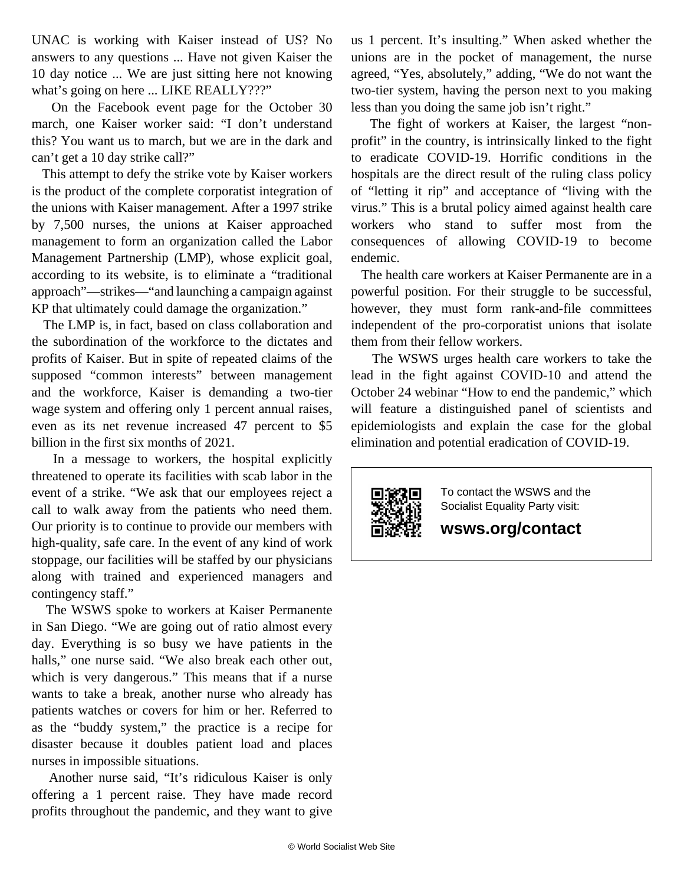UNAC is working with Kaiser instead of US? No answers to any questions ... Have not given Kaiser the 10 day notice ... We are just sitting here not knowing what's going on here ... LIKE REALLY???"

On the Facebook event page for the October 30 march, one Kaiser worker said: "I don't understand this? You want us to march, but we are in the dark and can't get a 10 day strike call?"

This attempt to defy the strike vote by Kaiser workers is the product of the complete corporatist integration of the unions with Kaiser management. After a 1997 strike by 7,500 nurses, the unions at Kaiser approached management to form an organization called the Labor Management Partnership (LMP), whose explicit goal, according to its website, is to eliminate a "traditional approach"—strikes—"and launching a campaign against KP that ultimately could damage the organization."

The LMP is, in fact, based on class collaboration and the subordination of the workforce to the dictates and profits of Kaiser. But in spite of repeated claims of the supposed "common interests" between management and the workforce, Kaiser is demanding a two-tier wage system and offering only 1 percent annual raises, even as its net revenue increased 47 percent to $5 billion in the first six months of 2021.

In a message to workers, the hospital explicitly threatened to operate its facilities with scab labor in the event of a strike. "We ask that our employees reject a call to walk away from the patients who need them. Our priority is to continue to provide our members with high-quality, safe care. In the event of any kind of work stoppage, our facilities will be staffed by our physicians along with trained and experienced managers and contingency staff."

The WSWS spoke to workers at Kaiser Permanente in San Diego. "We are going out of ratio almost every day. Everything is so busy we have patients in the halls," one nurse said. "We also break each other out, which is very dangerous." This means that if a nurse wants to take a break, another nurse who already has patients watches or covers for him or her. Referred to as the "buddy system," the practice is a recipe for disaster because it doubles patient load and places nurses in impossible situations.

Another nurse said, "It's ridiculous Kaiser is only offering a 1 percent raise. They have made record profits throughout the pandemic, and they want to give us 1 percent. It's insulting." When asked whether the unions are in the pocket of management, the nurse agreed, "Yes, absolutely," adding, "We do not want the two-tier system, having the person next to you making less than you doing the same job isn't right."

The fight of workers at Kaiser, the largest "non-profit" in the country, is intrinsically linked to the fight to eradicate COVID-19. Horrific conditions in the hospitals are the direct result of the ruling class policy of "letting it rip" and acceptance of "living with the virus." This is a brutal policy aimed against health care workers who stand to suffer most from the consequences of allowing COVID-19 to become endemic.

The health care workers at Kaiser Permanente are in a powerful position. For their struggle to be successful, however, they must form rank-and-file committees independent of the pro-corporatist unions that isolate them from their fellow workers.

The WSWS urges health care workers to take the lead in the fight against COVID-10 and attend the October 24 webinar "How to end the pandemic," which will feature a distinguished panel of scientists and epidemiologists and explain the case for the global elimination and potential eradication of COVID-19.

To contact the WSWS and the Socialist Equality Party visit:

**wsws.org/contact**